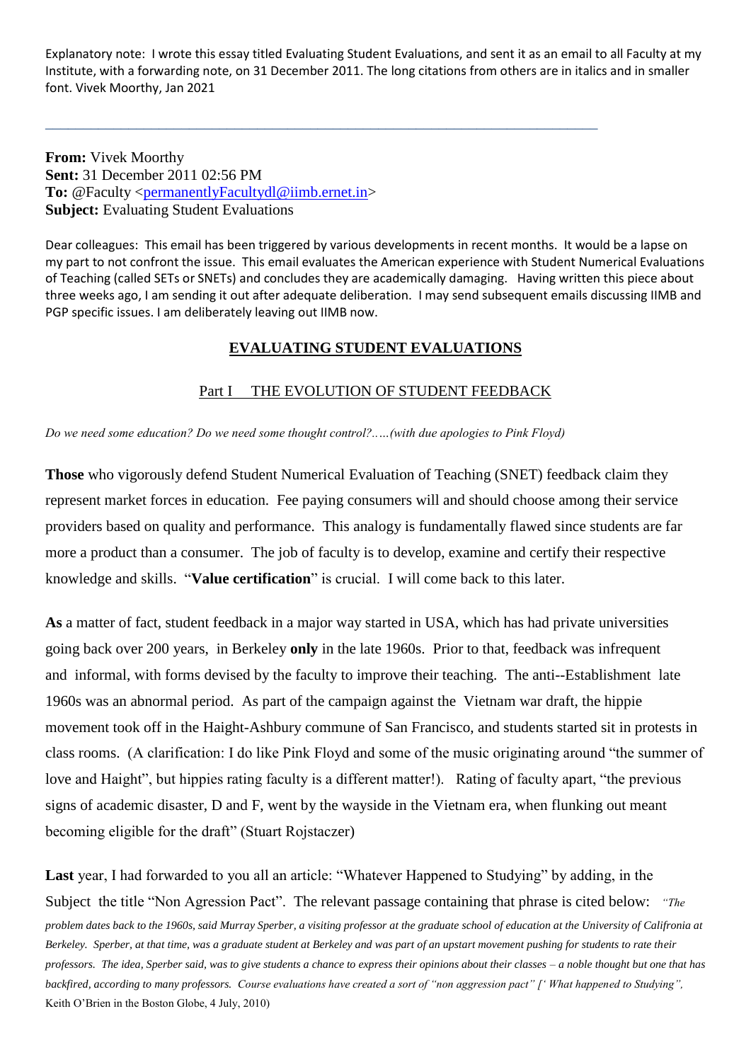Explanatory note: I wrote this essay titled Evaluating Student Evaluations, and sent it as an email to all Faculty at my Institute, with a forwarding note, on 31 December 2011. The long citations from others are in italics and in smaller font. Vivek Moorthy, Jan 2021

---

**From:** Vivek Moorthy
**Sent:** 31 December 2011 02:56 PM
**To:** @Faculty <permanentlyFacultydl@iimb.ernet.in>
**Subject:** Evaluating Student Evaluations

Dear colleagues: This email has been triggered by various developments in recent months. It would be a lapse on my part to not confront the issue. This email evaluates the American experience with Student Numerical Evaluations of Teaching (called SETs or SNETs) and concludes they are academically damaging. Having written this piece about three weeks ago, I am sending it out after adequate deliberation. I may send subsequent emails discussing IIMB and PGP specific issues. I am deliberately leaving out IIMB now.

# EVALUATING STUDENT EVALUATIONS

## Part I THE EVOLUTION OF STUDENT FEEDBACK

*Do we need some education? Do we need some thought control?.....(with due apologies to Pink Floyd)*

**Those** who vigorously defend Student Numerical Evaluation of Teaching (SNET) feedback claim they represent market forces in education. Fee paying consumers will and should choose among their service providers based on quality and performance. This analogy is fundamentally flawed since students are far more a product than a consumer. The job of faculty is to develop, examine and certify their respective knowledge and skills. "**Value certification**" is crucial. I will come back to this later.

**As** a matter of fact, student feedback in a major way started in USA, which has had private universities going back over 200 years, in Berkeley **only** in the late 1960s. Prior to that, feedback was infrequent and informal, with forms devised by the faculty to improve their teaching. The anti--Establishment late 1960s was an abnormal period. As part of the campaign against the Vietnam war draft, the hippie movement took off in the Haight-Ashbury commune of San Francisco, and students started sit in protests in class rooms. (A clarification: I do like Pink Floyd and some of the music originating around "the summer of love and Haight", but hippies rating faculty is a different matter!). Rating of faculty apart, "the previous signs of academic disaster, D and F, went by the wayside in the Vietnam era, when flunking out meant becoming eligible for the draft" (Stuart Rojstaczer)

**Last** year, I had forwarded to you all an article: "Whatever Happened to Studying" by adding, in the Subject the title "Non Agression Pact". The relevant passage containing that phrase is cited below: *"The problem dates back to the 1960s, said Murray Sperber, a visiting professor at the graduate school of education at the University of Califronia at Berkeley. Sperber, at that time, was a graduate student at Berkeley and was part of an upstart movement pushing for students to rate their professors. The idea, Sperber said, was to give students a chance to express their opinions about their classes – a noble thought but one that has backfired, according to many professors. Course evaluations have created a sort of "non aggression pact" [' What happened to Studying",* Keith O'Brien in the Boston Globe, 4 July, 2010)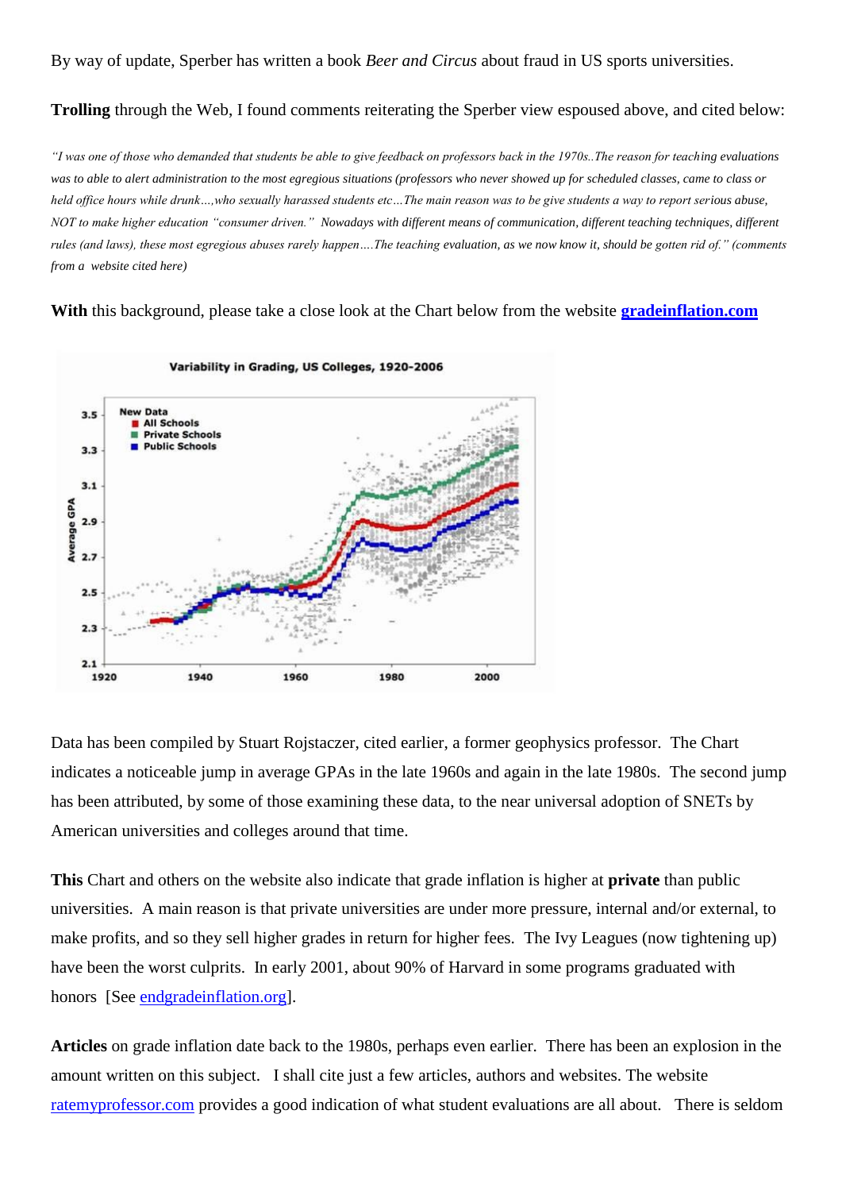By way of update, Sperber has written a book *Beer and Circus* about fraud in US sports universities.

**Trolling** through the Web, I found comments reiterating the Sperber view espoused above, and cited below:

*"I was one of those who demanded that students be able to give feedback on professors back in the 1970s..The reason for teaching evaluations was to able to alert administration to the most egregious situations (professors who never showed up for scheduled classes, came to class or held office hours while drunk…,who sexually harassed students etc…The main reason was to be give students a way to report serious abuse, NOT to make higher education "consumer driven." Nowadays with different means of communication, different teaching techniques, different rules (and laws), these most egregious abuses rarely happen….The teaching evaluation, as we now know it, should be gotten rid of." (comments from a website cited here)*

**With** this background, please take a close look at the Chart below from the website **gradeinflation.com**

Data has been compiled by Stuart Rojstaczer, cited earlier, a former geophysics professor. The Chart indicates a noticeable jump in average GPAs in the late 1960s and again in the late 1980s. The second jump has been attributed, by some of those examining these data, to the near universal adoption of SNETs by American universities and colleges around that time.

**This** Chart and others on the website also indicate that grade inflation is higher at **private** than public universities. A main reason is that private universities are under more pressure, internal and/or external, to make profits, and so they sell higher grades in return for higher fees. The Ivy Leagues (now tightening up) have been the worst culprits. In early 2001, about 90% of Harvard in some programs graduated with honors [See endgradeinflation.org].

**Articles** on grade inflation date back to the 1980s, perhaps even earlier. There has been an explosion in the amount written on this subject. I shall cite just a few articles, authors and websites. The website ratemyprofessor.com provides a good indication of what student evaluations are all about. There is seldom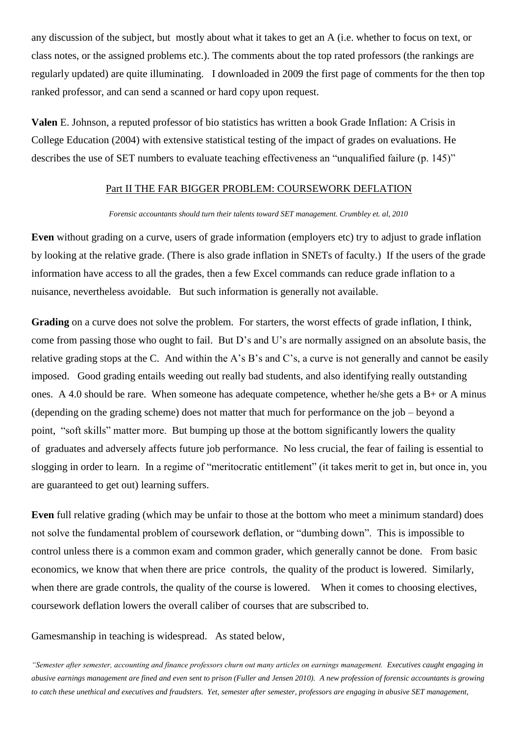any discussion of the subject, but mostly about what it takes to get an A (i.e. whether to focus on text, or class notes, or the assigned problems etc.). The comments about the top rated professors (the rankings are regularly updated) are quite illuminating. I downloaded in 2009 the first page of comments for the then top ranked professor, and can send a scanned or hard copy upon request.

**Valen** E. Johnson, a reputed professor of bio statistics has written a book Grade Inflation: A Crisis in College Education (2004) with extensive statistical testing of the impact of grades on evaluations. He describes the use of SET numbers to evaluate teaching effectiveness an "unqualified failure (p. 145)"

## Part II THE FAR BIGGER PROBLEM: COURSEWORK DEFLATION

*Forensic accountants should turn their talents toward SET management. Crumbley et. al, 2010*

**Even** without grading on a curve, users of grade information (employers etc) try to adjust to grade inflation by looking at the relative grade. (There is also grade inflation in SNETs of faculty.) If the users of the grade information have access to all the grades, then a few Excel commands can reduce grade inflation to a nuisance, nevertheless avoidable. But such information is generally not available.

**Grading** on a curve does not solve the problem. For starters, the worst effects of grade inflation, I think, come from passing those who ought to fail. But D's and U's are normally assigned on an absolute basis, the relative grading stops at the C. And within the A's B's and C's, a curve is not generally and cannot be easily imposed. Good grading entails weeding out really bad students, and also identifying really outstanding ones. A 4.0 should be rare. When someone has adequate competence, whether he/she gets a B+ or A minus (depending on the grading scheme) does not matter that much for performance on the job – beyond a point, "soft skills" matter more. But bumping up those at the bottom significantly lowers the quality of graduates and adversely affects future job performance. No less crucial, the fear of failing is essential to slogging in order to learn. In a regime of "meritocratic entitlement" (it takes merit to get in, but once in, you are guaranteed to get out) learning suffers.

**Even** full relative grading (which may be unfair to those at the bottom who meet a minimum standard) does not solve the fundamental problem of coursework deflation, or "dumbing down". This is impossible to control unless there is a common exam and common grader, which generally cannot be done. From basic economics, we know that when there are price controls, the quality of the product is lowered. Similarly, when there are grade controls, the quality of the course is lowered. When it comes to choosing electives, coursework deflation lowers the overall caliber of courses that are subscribed to.

Gamesmanship in teaching is widespread. As stated below,

*"Semester after semester, accounting and finance professors churn out many articles on earnings management. Executives caught engaging in abusive earnings management are fined and even sent to prison (Fuller and Jensen 2010). A new profession of forensic accountants is growing to catch these unethical and executives and fraudsters. Yet, semester after semester, professors are engaging in abusive SET management,*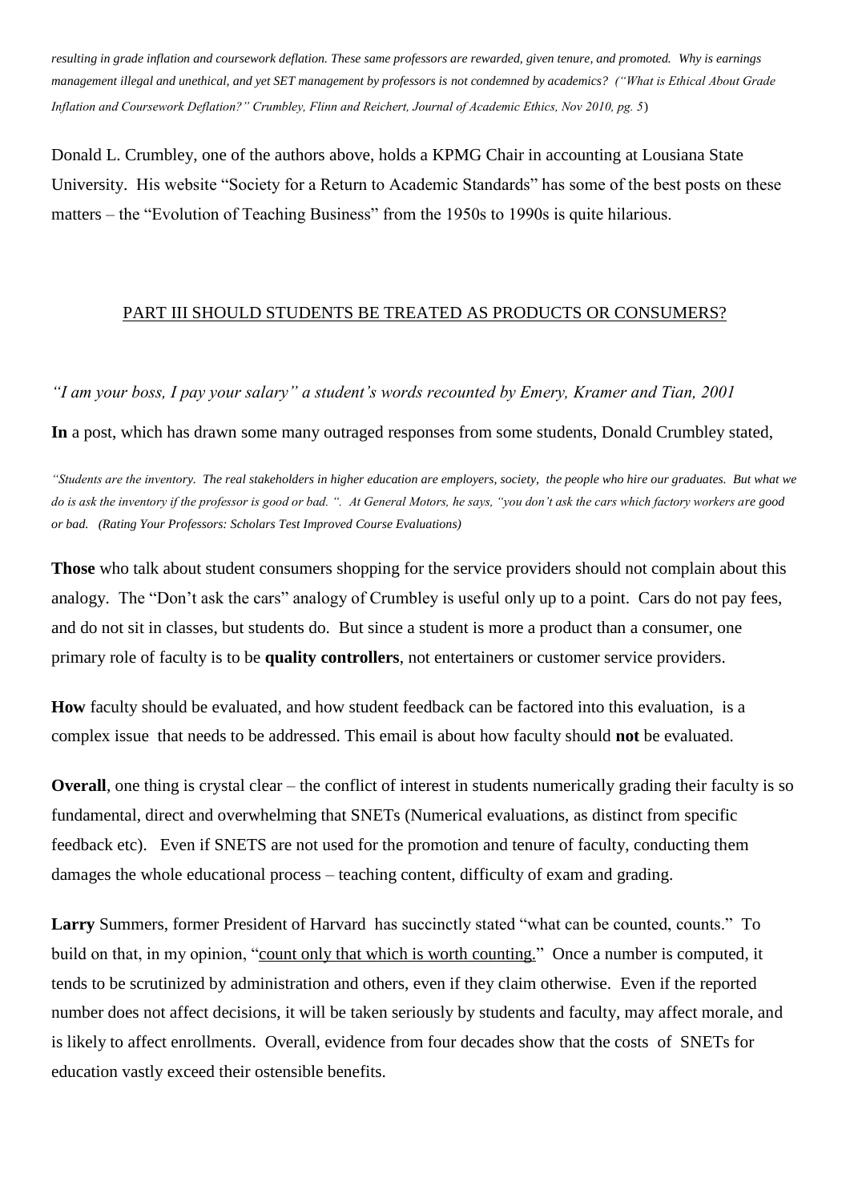*resulting in grade inflation and coursework deflation. These same professors are rewarded, given tenure, and promoted. Why is earnings management illegal and unethical, and yet SET management by professors is not condemned by academics? ("What is Ethical About Grade Inflation and Coursework Deflation?" Crumbley, Flinn and Reichert, Journal of Academic Ethics, Nov 2010, pg. 5*)

Donald L. Crumbley, one of the authors above, holds a KPMG Chair in accounting at Lousiana State University. His website "Society for a Return to Academic Standards" has some of the best posts on these matters – the "Evolution of Teaching Business" from the 1950s to 1990s is quite hilarious.

## PART III SHOULD STUDENTS BE TREATED AS PRODUCTS OR CONSUMERS?

*"I am your boss, I pay your salary" a student's words recounted by Emery, Kramer and Tian, 2001*

**In** a post, which has drawn some many outraged responses from some students, Donald Crumbley stated,

*"Students are the inventory. The real stakeholders in higher education are employers, society, the people who hire our graduates. But what we do is ask the inventory if the professor is good or bad. ". At General Motors, he says, "you don't ask the cars which factory workers are good or bad. (Rating Your Professors: Scholars Test Improved Course Evaluations)*

**Those** who talk about student consumers shopping for the service providers should not complain about this analogy. The "Don't ask the cars" analogy of Crumbley is useful only up to a point. Cars do not pay fees, and do not sit in classes, but students do. But since a student is more a product than a consumer, one primary role of faculty is to be **quality controllers**, not entertainers or customer service providers.

**How** faculty should be evaluated, and how student feedback can be factored into this evaluation, is a complex issue that needs to be addressed. This email is about how faculty should **not** be evaluated.

**Overall**, one thing is crystal clear – the conflict of interest in students numerically grading their faculty is so fundamental, direct and overwhelming that SNETs (Numerical evaluations, as distinct from specific feedback etc). Even if SNETS are not used for the promotion and tenure of faculty, conducting them damages the whole educational process – teaching content, difficulty of exam and grading.

**Larry** Summers, former President of Harvard has succinctly stated "what can be counted, counts." To build on that, in my opinion, "count only that which is worth counting." Once a number is computed, it tends to be scrutinized by administration and others, even if they claim otherwise. Even if the reported number does not affect decisions, it will be taken seriously by students and faculty, may affect morale, and is likely to affect enrollments. Overall, evidence from four decades show that the costs of SNETs for education vastly exceed their ostensible benefits.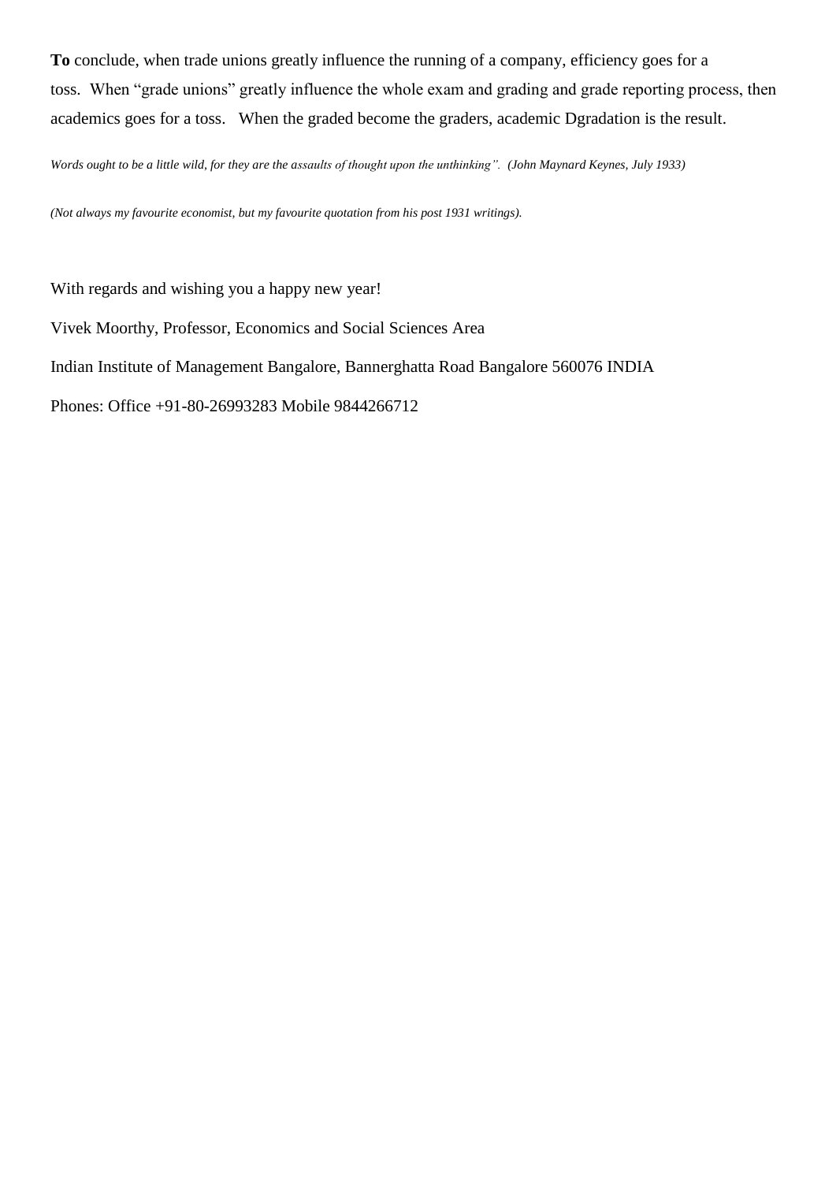**To** conclude, when trade unions greatly influence the running of a company, efficiency goes for a toss. When "grade unions" greatly influence the whole exam and grading and grade reporting process, then academics goes for a toss. When the graded become the graders, academic Dgradation is the result.

*Words ought to be a little wild, for they are the assaults of thought upon the unthinking". (John Maynard Keynes, July 1933)*

*(Not always my favourite economist, but my favourite quotation from his post 1931 writings).*

With regards and wishing you a happy new year!

Vivek Moorthy, Professor, Economics and Social Sciences Area

Indian Institute of Management Bangalore, Bannerghatta Road Bangalore 560076 INDIA

Phones: Office +91-80-26993283 Mobile 9844266712